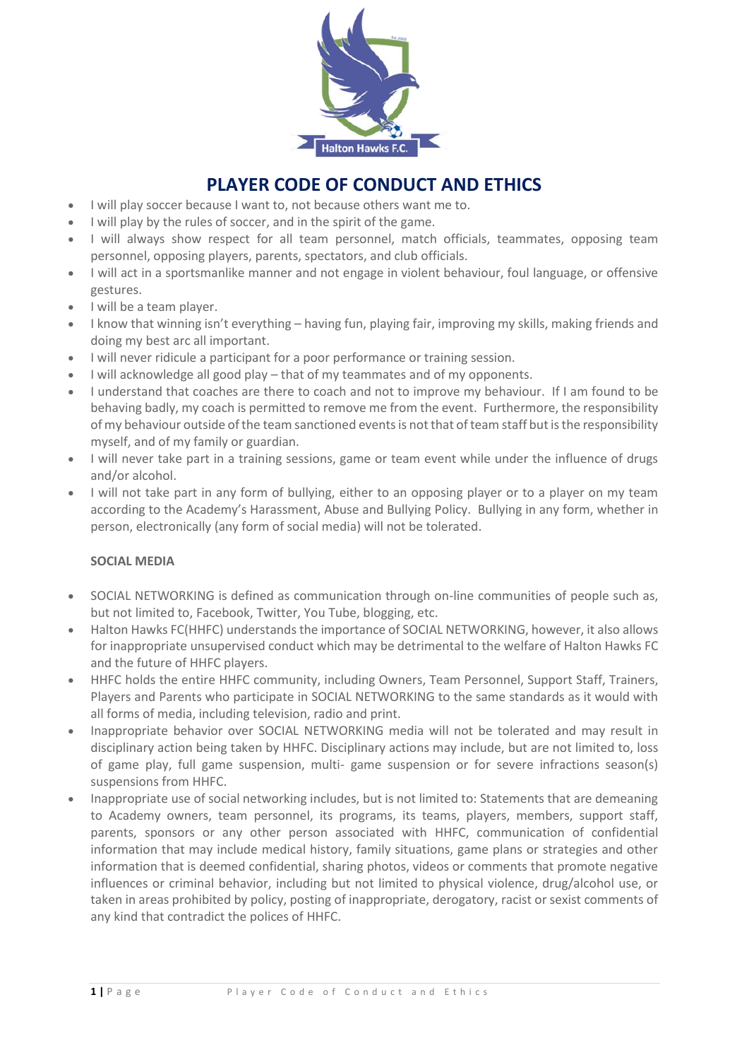# PLAYER CODE OF CONDUCT AND ETHICS

- I will play soccer because I want to, not because others want me to.
- I will play by the rules of soccer, and in the spirit of the game.
- I will always show respect for all team personnel, match officials, teammates, opposing team personnel, opposing players, parents, spectators, and club officials.
- I will act in a sportsmanlike manner and not engage in violent behaviour, foul language, or offensive gestures.
- I will be a team player.
- I know that winning isn't everything – having fun, playing fair, improving my skills, making friends and doing my best arc all important.
- I will never ridicule a participant for a poor performance or training session.
- I will acknowledge all good play – that of my teammates and of my opponents.
- I understand that coaches are there to coach and not to improve my behaviour. If I am found to be behaving badly, my coach is permitted to remove me from the event. Furthermore, the responsibility of my behaviour outside of the team sanctioned events is not that of team staff but is the responsibility myself, and of my family or guardian.
- I will never take part in a training sessions, game or team event while under the influence of drugs and/or alcohol.
- I will not take part in any form of bullying, either to an opposing player or to a player on my team according to the Academy's Harassment, Abuse and Bullying Policy. Bullying in any form, whether in person, electronically (any form of social media) will not be tolerated.

**SOCIAL MEDIA**

- SOCIAL NETWORKING is defined as communication through on-line communities of people such as, but not limited to, Facebook, Twitter, You Tube, blogging, etc.
- Halton Hawks FC(HHFC) understands the importance of SOCIAL NETWORKING, however, it also allows for inappropriate unsupervised conduct which may be detrimental to the welfare of Halton Hawks FC and the future of HHFC players.
- HHFC holds the entire HHFC community, including Owners, Team Personnel, Support Staff, Trainers, Players and Parents who participate in SOCIAL NETWORKING to the same standards as it would with all forms of media, including television, radio and print.
- Inappropriate behavior over SOCIAL NETWORKING media will not be tolerated and may result in disciplinary action being taken by HHFC. Disciplinary actions may include, but are not limited to, loss of game play, full game suspension, multi- game suspension or for severe infractions season(s) suspensions from HHFC.
- Inappropriate use of social networking includes, but is not limited to: Statements that are demeaning to Academy owners, team personnel, its programs, its teams, players, members, support staff, parents, sponsors or any other person associated with HHFC, communication of confidential information that may include medical history, family situations, game plans or strategies and other information that is deemed confidential, sharing photos, videos or comments that promote negative influences or criminal behavior, including but not limited to physical violence, drug/alcohol use, or taken in areas prohibited by policy, posting of inappropriate, derogatory, racist or sexist comments of any kind that contradict the polices of HHFC.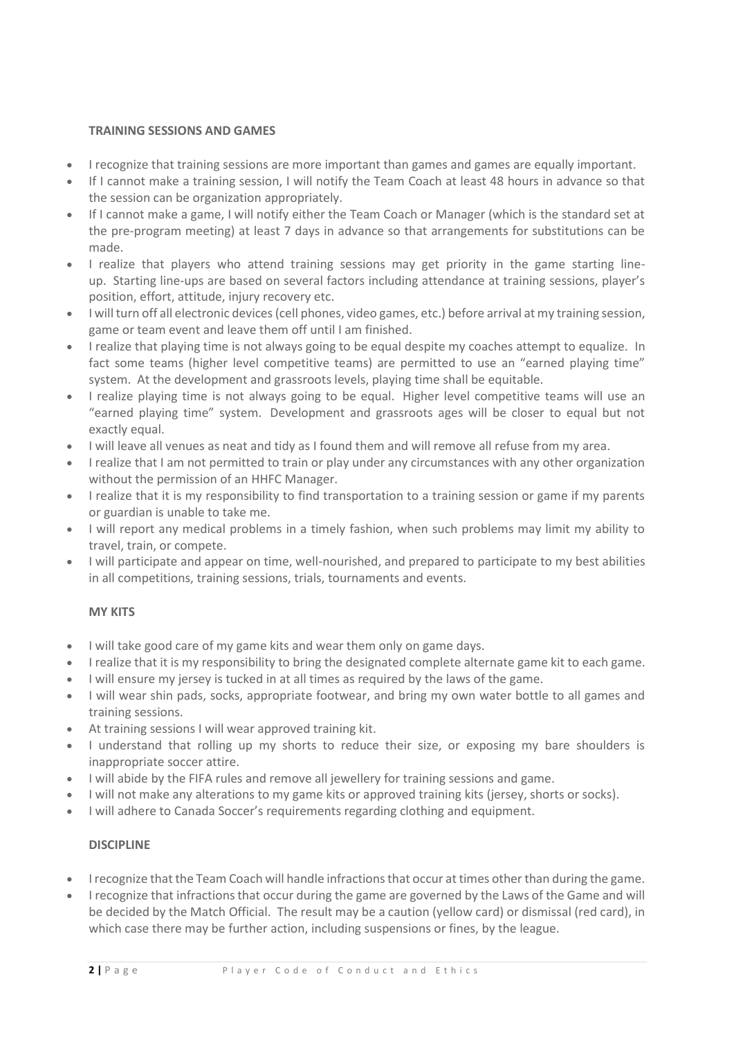**TRAINING SESSIONS AND GAMES**

- I recognize that training sessions are more important than games and games are equally important.
- If I cannot make a training session, I will notify the Team Coach at least 48 hours in advance so that the session can be organization appropriately.
- If I cannot make a game, I will notify either the Team Coach or Manager (which is the standard set at the pre-program meeting) at least 7 days in advance so that arrangements for substitutions can be made.
- I realize that players who attend training sessions may get priority in the game starting line-up. Starting line-ups are based on several factors including attendance at training sessions, player's position, effort, attitude, injury recovery etc.
- I will turn off all electronic devices (cell phones, video games, etc.) before arrival at my training session, game or team event and leave them off until I am finished.
- I realize that playing time is not always going to be equal despite my coaches attempt to equalize. In fact some teams (higher level competitive teams) are permitted to use an "earned playing time" system. At the development and grassroots levels, playing time shall be equitable.
- I realize playing time is not always going to be equal. Higher level competitive teams will use an "earned playing time" system. Development and grassroots ages will be closer to equal but not exactly equal.
- I will leave all venues as neat and tidy as I found them and will remove all refuse from my area.
- I realize that I am not permitted to train or play under any circumstances with any other organization without the permission of an HHFC Manager.
- I realize that it is my responsibility to find transportation to a training session or game if my parents or guardian is unable to take me.
- I will report any medical problems in a timely fashion, when such problems may limit my ability to travel, train, or compete.
- I will participate and appear on time, well-nourished, and prepared to participate to my best abilities in all competitions, training sessions, trials, tournaments and events.

**MY KITS**

- I will take good care of my game kits and wear them only on game days.
- I realize that it is my responsibility to bring the designated complete alternate game kit to each game.
- I will ensure my jersey is tucked in at all times as required by the laws of the game.
- I will wear shin pads, socks, appropriate footwear, and bring my own water bottle to all games and training sessions.
- At training sessions I will wear approved training kit.
- I understand that rolling up my shorts to reduce their size, or exposing my bare shoulders is inappropriate soccer attire.
- I will abide by the FIFA rules and remove all jewellery for training sessions and game.
- I will not make any alterations to my game kits or approved training kits (jersey, shorts or socks).
- I will adhere to Canada Soccer's requirements regarding clothing and equipment.

**DISCIPLINE**

- I recognize that the Team Coach will handle infractions that occur at times other than during the game.
- I recognize that infractions that occur during the game are governed by the Laws of the Game and will be decided by the Match Official. The result may be a caution (yellow card) or dismissal (red card), in which case there may be further action, including suspensions or fines, by the league.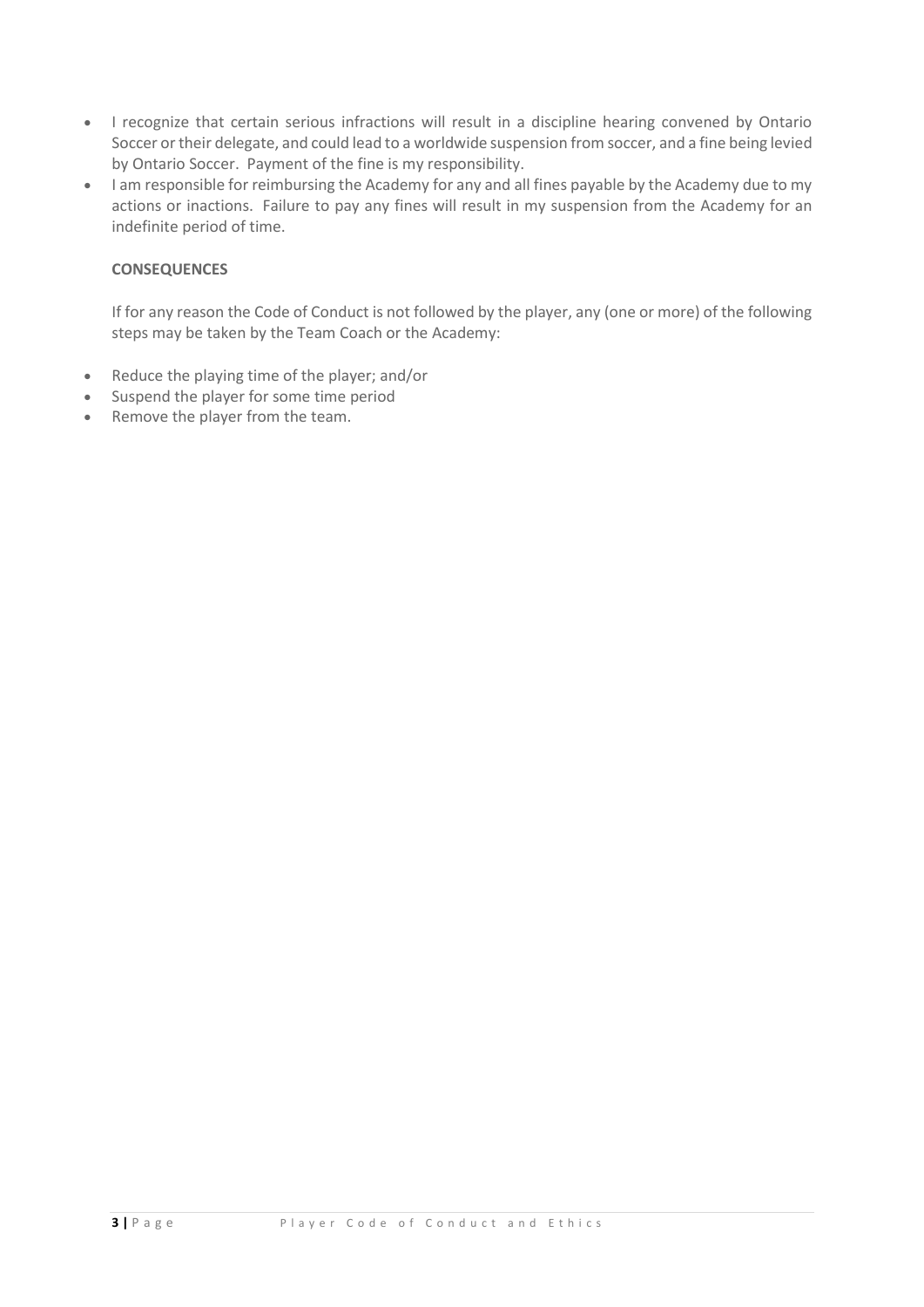- I recognize that certain serious infractions will result in a discipline hearing convened by Ontario Soccer or their delegate, and could lead to a worldwide suspension from soccer, and a fine being levied by Ontario Soccer. Payment of the fine is my responsibility.
- I am responsible for reimbursing the Academy for any and all fines payable by the Academy due to my actions or inactions. Failure to pay any fines will result in my suspension from the Academy for an indefinite period of time.

**CONSEQUENCES**

If for any reason the Code of Conduct is not followed by the player, any (one or more) of the following steps may be taken by the Team Coach or the Academy:

- Reduce the playing time of the player; and/or
- Suspend the player for some time period
- Remove the player from the team.